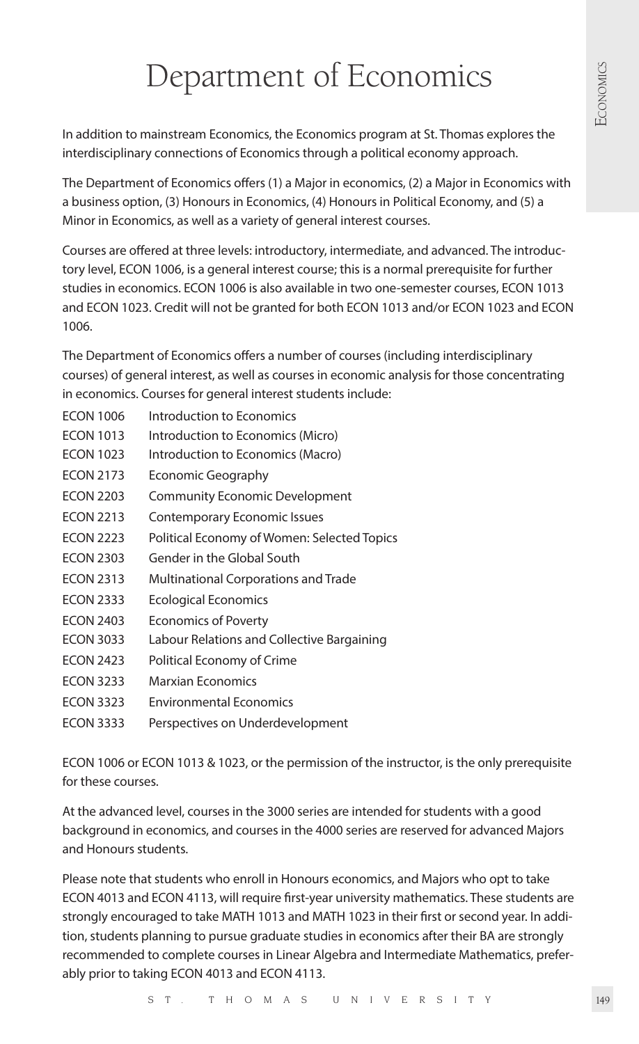# Department of Economics

In addition to mainstream Economics, the Economics program at St. Thomas explores the interdisciplinary connections of Economics through a political economy approach.

The Department of Economics offers (1) a Major in economics, (2) a Major in Economics with a business option, (3) Honours in Economics, (4) Honours in Political Economy, and (5) a Minor in Economics, as well as a variety of general interest courses.

Courses are offered at three levels: introductory, intermediate, and advanced. The introductory level, ECON 1006, is a general interest course; this is a normal prerequisite for further studies in economics. ECON 1006 is also available in two one-semester courses, ECON 1013 and ECON 1023. Credit will not be granted for both ECON 1013 and/or ECON 1023 and ECON 1006.

The Department of Economics offers a number of courses (including interdisciplinary courses) of general interest, as well as courses in economic analysis for those concentrating in economics. Courses for general interest students include:

| | |
|---|---|
| ECON 1006 | Introduction to Economics |
| ECON 1013 | Introduction to Economics (Micro) |
| ECON 1023 | Introduction to Economics (Macro) |
| ECON 2173 | Economic Geography |
| ECON 2203 | Community Economic Development |
| ECON 2213 | Contemporary Economic Issues |
| ECON 2223 | Political Economy of Women: Selected Topics |
| ECON 2303 | Gender in the Global South |
| ECON 2313 | Multinational Corporations and Trade |
| ECON 2333 | Ecological Economics |
| ECON 2403 | Economics of Poverty |
| ECON 3033 | Labour Relations and Collective Bargaining |
| ECON 2423 | Political Economy of Crime |
| ECON 3233 | Marxian Economics |
| ECON 3323 | Environmental Economics |
| ECON 3333 | Perspectives on Underdevelopment |

ECON 1006 or ECON 1013 & 1023, or the permission of the instructor, is the only prerequisite for these courses.

At the advanced level, courses in the 3000 series are intended for students with a good background in economics, and courses in the 4000 series are reserved for advanced Majors and Honours students.

Please note that students who enroll in Honours economics, and Majors who opt to take ECON 4013 and ECON 4113, will require first-year university mathematics. These students are strongly encouraged to take MATH 1013 and MATH 1023 in their first or second year. In addition, students planning to pursue graduate studies in economics after their BA are strongly recommended to complete courses in Linear Algebra and Intermediate Mathematics, preferably prior to taking ECON 4013 and ECON 4113.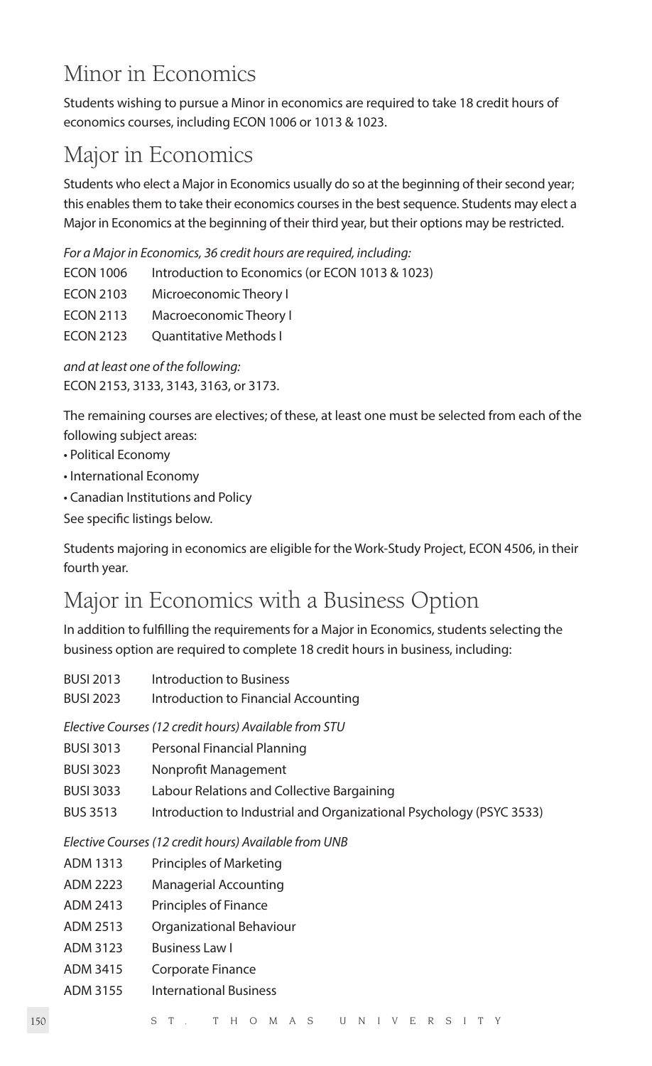## Minor in Economics

Students wishing to pursue a Minor in economics are required to take 18 credit hours of economics courses, including ECON 1006 or 1013 & 1023.

## Major in Economics

Students who elect a Major in Economics usually do so at the beginning of their second year; this enables them to take their economics courses in the best sequence. Students may elect a Major in Economics at the beginning of their third year, but their options may be restricted.

*For a Major in Economics, 36 credit hours are required, including:*

| | |
|---|---|
| ECON 1006 | Introduction to Economics (or ECON 1013 & 1023) |
| ECON 2103 | Microeconomic Theory I |
| ECON 2113 | Macroeconomic Theory I |
| ECON 2123 | Quantitative Methods I |

*and at least one of the following:*
ECON 2153, 3133, 3143, 3163, or 3173.

The remaining courses are electives; of these, at least one must be selected from each of the following subject areas:

- Political Economy
- International Economy
- Canadian Institutions and Policy

See specific listings below.

Students majoring in economics are eligible for the Work-Study Project, ECON 4506, in their fourth year.

## Major in Economics with a Business Option

In addition to fulfilling the requirements for a Major in Economics, students selecting the business option are required to complete 18 credit hours in business, including:

| | |
|---|---|
| BUSI 2013 | Introduction to Business |
| BUSI 2023 | Introduction to Financial Accounting |

*Elective Courses (12 credit hours) Available from STU*

| | |
|---|---|
| BUSI 3013 | Personal Financial Planning |
| BUSI 3023 | Nonprofit Management |
| BUSI 3033 | Labour Relations and Collective Bargaining |
| BUS 3513 | Introduction to Industrial and Organizational Psychology (PSYC 3533) |

*Elective Courses (12 credit hours) Available from UNB*

| | |
|---|---|
| ADM 1313 | Principles of Marketing |
| ADM 2223 | Managerial Accounting |
| ADM 2413 | Principles of Finance |
| ADM 2513 | Organizational Behaviour |
| ADM 3123 | Business Law I |
| ADM 3415 | Corporate Finance |
| ADM 3155 | International Business |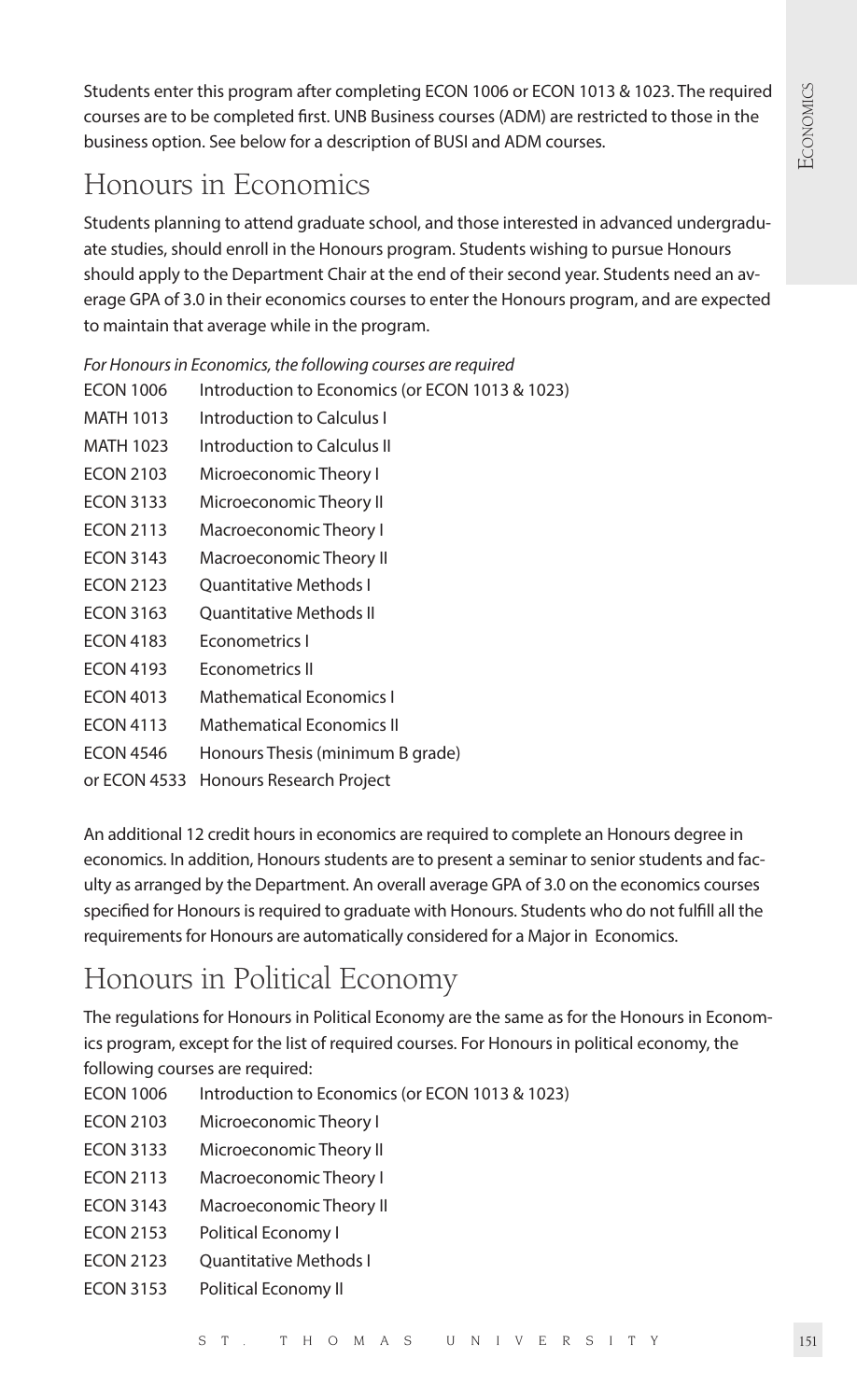Students enter this program after completing ECON 1006 or ECON 1013 & 1023. The required courses are to be completed first. UNB Business courses (ADM) are restricted to those in the business option. See below for a description of BUSI and ADM courses.

## Honours in Economics

Students planning to attend graduate school, and those interested in advanced undergraduate studies, should enroll in the Honours program. Students wishing to pursue Honours should apply to the Department Chair at the end of their second year. Students need an average GPA of 3.0 in their economics courses to enter the Honours program, and are expected to maintain that average while in the program.

*For Honours in Economics, the following courses are required*

| | |
|---|---|
| ECON 1006 | Introduction to Economics (or ECON 1013 & 1023) |
| MATH 1013 | Introduction to Calculus I |
| MATH 1023 | Introduction to Calculus II |
| ECON 2103 | Microeconomic Theory I |
| ECON 3133 | Microeconomic Theory II |
| ECON 2113 | Macroeconomic Theory I |
| ECON 3143 | Macroeconomic Theory II |
| ECON 2123 | Quantitative Methods I |
| ECON 3163 | Quantitative Methods II |
| ECON 4183 | Econometrics I |
| ECON 4193 | Econometrics II |
| ECON 4013 | Mathematical Economics I |
| ECON 4113 | Mathematical Economics II |
| ECON 4546 | Honours Thesis (minimum B grade) |
| or ECON 4533 | Honours Research Project |

An additional 12 credit hours in economics are required to complete an Honours degree in economics. In addition, Honours students are to present a seminar to senior students and faculty as arranged by the Department. An overall average GPA of 3.0 on the economics courses specified for Honours is required to graduate with Honours. Students who do not fulfill all the requirements for Honours are automatically considered for a Major in Economics.

## Honours in Political Economy

The regulations for Honours in Political Economy are the same as for the Honours in Economics program, except for the list of required courses. For Honours in political economy, the following courses are required:

| | |
|---|---|
| ECON 1006 | Introduction to Economics (or ECON 1013 & 1023) |
| ECON 2103 | Microeconomic Theory I |
| ECON 3133 | Microeconomic Theory II |
| ECON 2113 | Macroeconomic Theory I |
| ECON 3143 | Macroeconomic Theory II |
| ECON 2153 | Political Economy I |
| ECON 2123 | Quantitative Methods I |
| ECON 3153 | Political Economy II |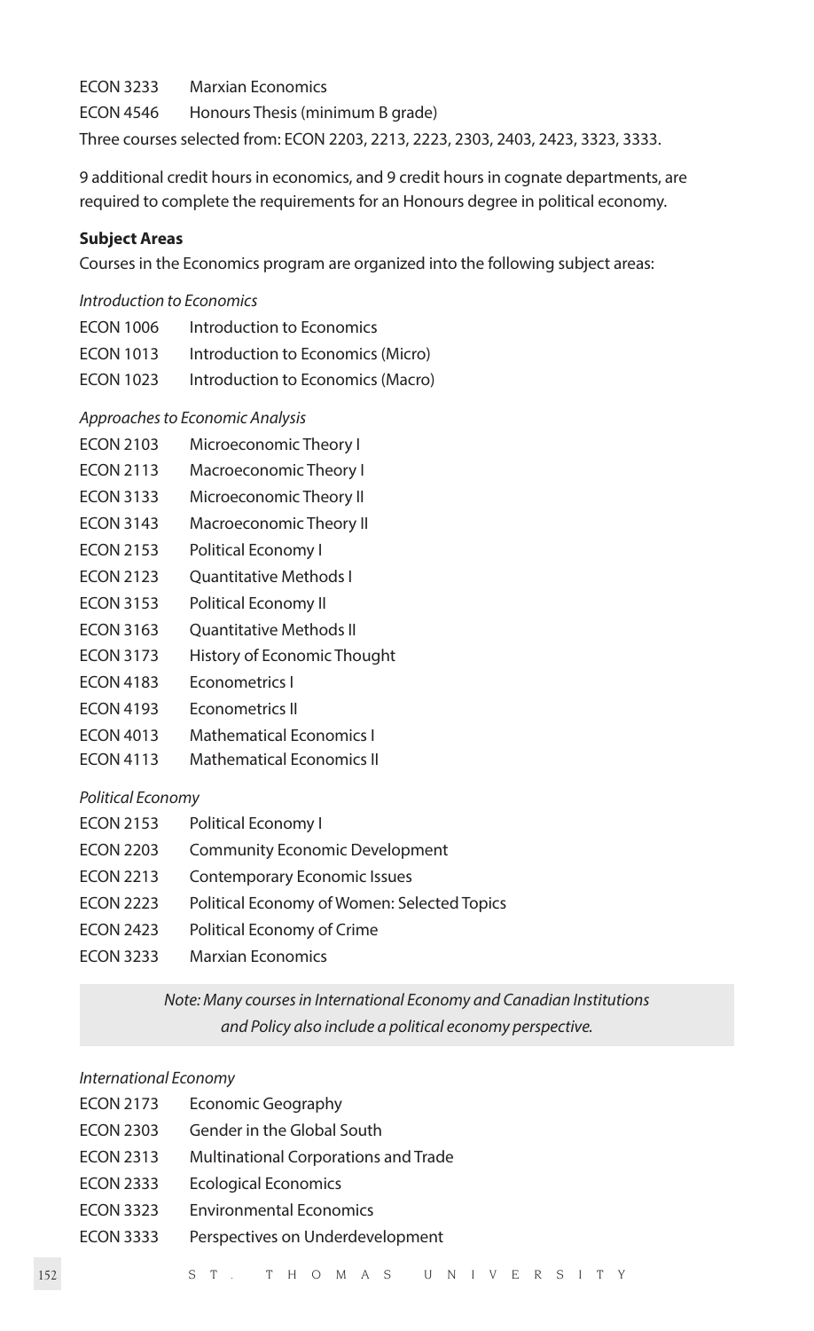ECON 3233 Marxian Economics

ECON 4546 Honours Thesis (minimum B grade)

Three courses selected from: ECON 2203, 2213, 2223, 2303, 2403, 2423, 3323, 3333.

9 additional credit hours in economics, and 9 credit hours in cognate departments, are required to complete the requirements for an Honours degree in political economy.

**Subject Areas**

Courses in the Economics program are organized into the following subject areas:

*Introduction to Economics*

| | |
|---|---|
| ECON 1006 | Introduction to Economics |
| ECON 1013 | Introduction to Economics (Micro) |
| ECON 1023 | Introduction to Economics (Macro) |

*Approaches to Economic Analysis*

| | |
|---|---|
| ECON 2103 | Microeconomic Theory I |
| ECON 2113 | Macroeconomic Theory I |
| ECON 3133 | Microeconomic Theory II |
| ECON 3143 | Macroeconomic Theory II |
| ECON 2153 | Political Economy I |
| ECON 2123 | Quantitative Methods I |
| ECON 3153 | Political Economy II |
| ECON 3163 | Quantitative Methods II |
| ECON 3173 | History of Economic Thought |
| ECON 4183 | Econometrics I |
| ECON 4193 | Econometrics II |
| ECON 4013 | Mathematical Economics I |
| ECON 4113 | Mathematical Economics II |

*Political Economy*

| | |
|---|---|
| ECON 2153 | Political Economy I |
| ECON 2203 | Community Economic Development |
| ECON 2213 | Contemporary Economic Issues |
| ECON 2223 | Political Economy of Women: Selected Topics |
| ECON 2423 | Political Economy of Crime |
| ECON 3233 | Marxian Economics |

*Note: Many courses in International Economy and Canadian Institutions and Policy also include a political economy perspective.*

*International Economy*

| | |
|---|---|
| ECON 2173 | Economic Geography |
| ECON 2303 | Gender in the Global South |
| ECON 2313 | Multinational Corporations and Trade |
| ECON 2333 | Ecological Economics |
| ECON 3323 | Environmental Economics |
| ECON 3333 | Perspectives on Underdevelopment |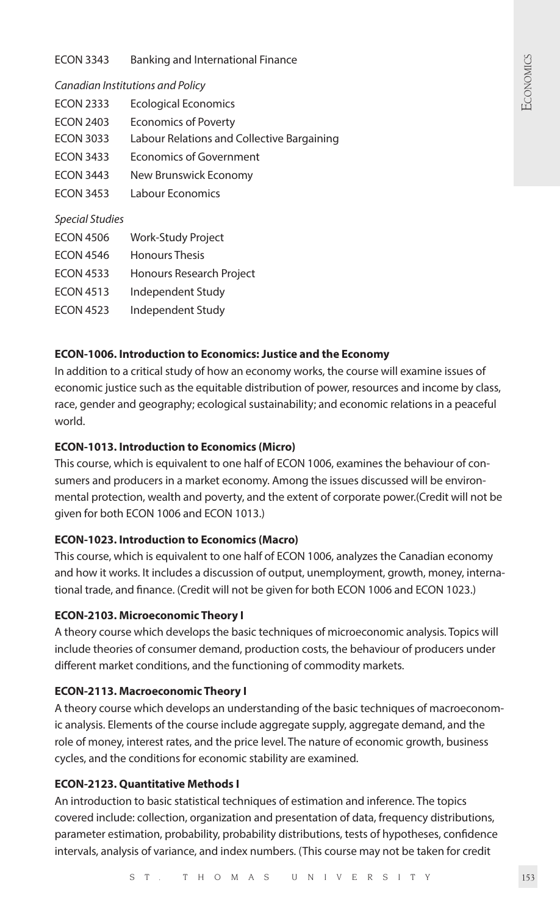ECON 3343 Banking and International Finance

*Canadian Institutions and Policy*

ECON 2333 Ecological Economics

ECON 2403 Economics of Poverty

ECON 3033 Labour Relations and Collective Bargaining

ECON 3433 Economics of Government

ECON 3443 New Brunswick Economy

ECON 3453 Labour Economics

*Special Studies*

ECON 4506 Work-Study Project

ECON 4546 Honours Thesis

ECON 4533 Honours Research Project

ECON 4513 Independent Study

ECON 4523 Independent Study

**ECON-1006. Introduction to Economics: Justice and the Economy**

In addition to a critical study of how an economy works, the course will examine issues of economic justice such as the equitable distribution of power, resources and income by class, race, gender and geography; ecological sustainability; and economic relations in a peaceful world.

**ECON-1013. Introduction to Economics (Micro)**

This course, which is equivalent to one half of ECON 1006, examines the behaviour of consumers and producers in a market economy. Among the issues discussed will be environmental protection, wealth and poverty, and the extent of corporate power.(Credit will not be given for both ECON 1006 and ECON 1013.)

**ECON-1023. Introduction to Economics (Macro)**

This course, which is equivalent to one half of ECON 1006, analyzes the Canadian economy and how it works. It includes a discussion of output, unemployment, growth, money, international trade, and finance. (Credit will not be given for both ECON 1006 and ECON 1023.)

**ECON-2103. Microeconomic Theory I**

A theory course which develops the basic techniques of microeconomic analysis. Topics will include theories of consumer demand, production costs, the behaviour of producers under different market conditions, and the functioning of commodity markets.

**ECON-2113. Macroeconomic Theory I**

A theory course which develops an understanding of the basic techniques of macroeconomic analysis. Elements of the course include aggregate supply, aggregate demand, and the role of money, interest rates, and the price level. The nature of economic growth, business cycles, and the conditions for economic stability are examined.

**ECON-2123. Quantitative Methods I**

An introduction to basic statistical techniques of estimation and inference. The topics covered include: collection, organization and presentation of data, frequency distributions, parameter estimation, probability, probability distributions, tests of hypotheses, confidence intervals, analysis of variance, and index numbers. (This course may not be taken for credit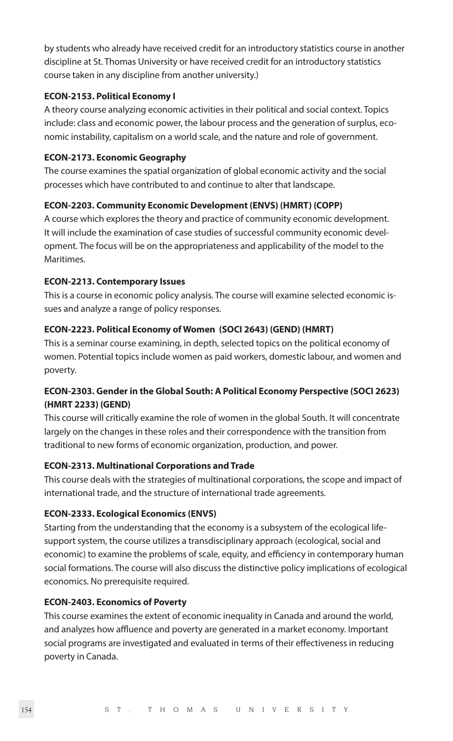by students who already have received credit for an introductory statistics course in another discipline at St. Thomas University or have received credit for an introductory statistics course taken in any discipline from another university.)

**ECON-2153. Political Economy I**

A theory course analyzing economic activities in their political and social context. Topics include: class and economic power, the labour process and the generation of surplus, economic instability, capitalism on a world scale, and the nature and role of government.

**ECON-2173. Economic Geography**

The course examines the spatial organization of global economic activity and the social processes which have contributed to and continue to alter that landscape.

**ECON-2203. Community Economic Development (ENVS) (HMRT) (COPP)**

A course which explores the theory and practice of community economic development. It will include the examination of case studies of successful community economic development. The focus will be on the appropriateness and applicability of the model to the Maritimes.

**ECON-2213. Contemporary Issues**

This is a course in economic policy analysis. The course will examine selected economic issues and analyze a range of policy responses.

**ECON-2223. Political Economy of Women (SOCI 2643) (GEND) (HMRT)**

This is a seminar course examining, in depth, selected topics on the political economy of women. Potential topics include women as paid workers, domestic labour, and women and poverty.

**ECON-2303. Gender in the Global South: A Political Economy Perspective (SOCI 2623) (HMRT 2233) (GEND)**

This course will critically examine the role of women in the global South. It will concentrate largely on the changes in these roles and their correspondence with the transition from traditional to new forms of economic organization, production, and power.

**ECON-2313. Multinational Corporations and Trade**

This course deals with the strategies of multinational corporations, the scope and impact of international trade, and the structure of international trade agreements.

**ECON-2333. Ecological Economics (ENVS)**

Starting from the understanding that the economy is a subsystem of the ecological life-support system, the course utilizes a transdisciplinary approach (ecological, social and economic) to examine the problems of scale, equity, and efficiency in contemporary human social formations. The course will also discuss the distinctive policy implications of ecological economics. No prerequisite required.

**ECON-2403. Economics of Poverty**

This course examines the extent of economic inequality in Canada and around the world, and analyzes how affluence and poverty are generated in a market economy. Important social programs are investigated and evaluated in terms of their effectiveness in reducing poverty in Canada.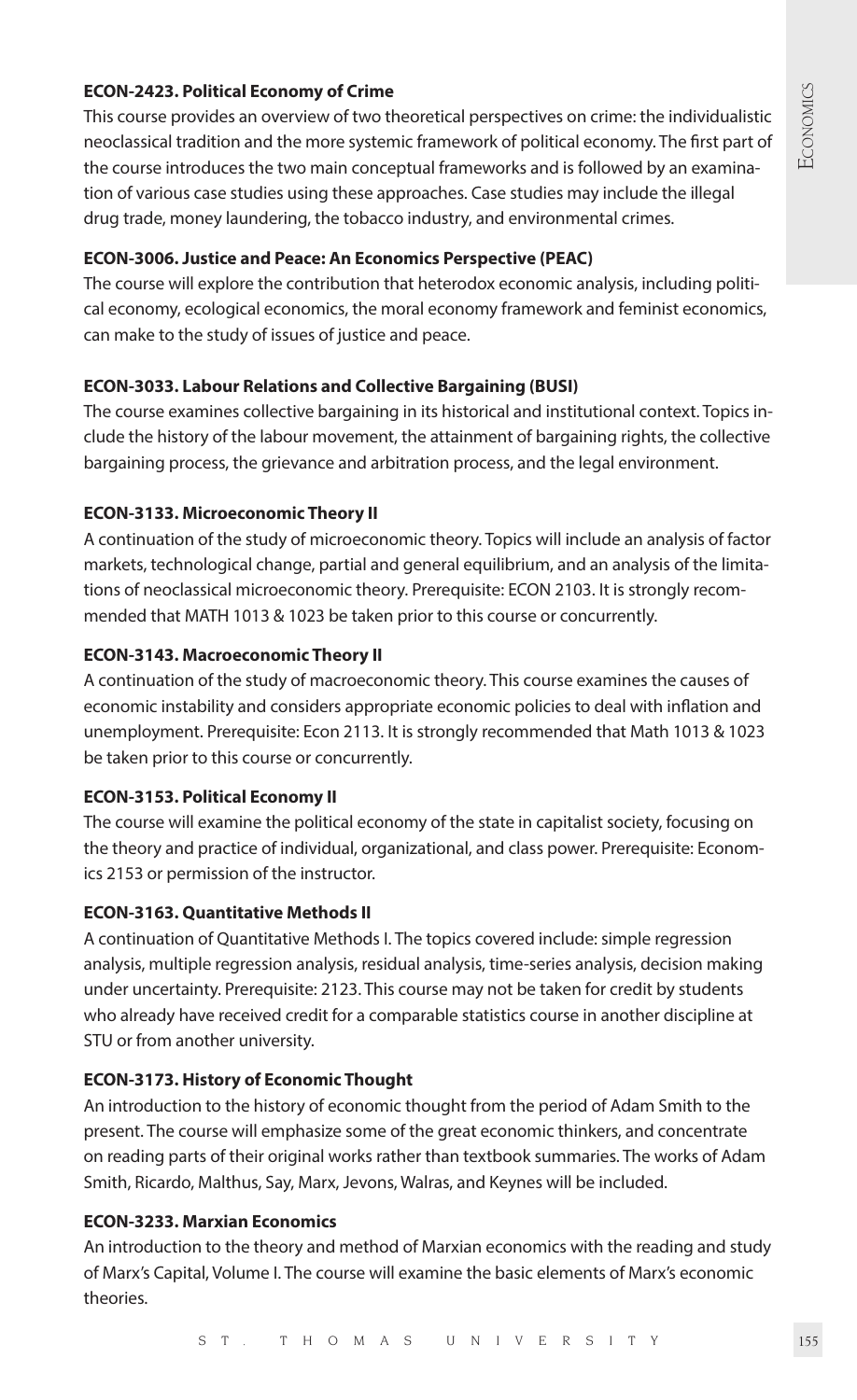**ECON-2423. Political Economy of Crime**

This course provides an overview of two theoretical perspectives on crime: the individualistic neoclassical tradition and the more systemic framework of political economy. The first part of the course introduces the two main conceptual frameworks and is followed by an examination of various case studies using these approaches. Case studies may include the illegal drug trade, money laundering, the tobacco industry, and environmental crimes.

**ECON-3006. Justice and Peace: An Economics Perspective (PEAC)**

The course will explore the contribution that heterodox economic analysis, including political economy, ecological economics, the moral economy framework and feminist economics, can make to the study of issues of justice and peace.

**ECON-3033. Labour Relations and Collective Bargaining (BUSI)**

The course examines collective bargaining in its historical and institutional context. Topics include the history of the labour movement, the attainment of bargaining rights, the collective bargaining process, the grievance and arbitration process, and the legal environment.

**ECON-3133. Microeconomic Theory II**

A continuation of the study of microeconomic theory. Topics will include an analysis of factor markets, technological change, partial and general equilibrium, and an analysis of the limitations of neoclassical microeconomic theory. Prerequisite: ECON 2103. It is strongly recommended that MATH 1013 & 1023 be taken prior to this course or concurrently.

**ECON-3143. Macroeconomic Theory II**

A continuation of the study of macroeconomic theory. This course examines the causes of economic instability and considers appropriate economic policies to deal with inflation and unemployment. Prerequisite: Econ 2113. It is strongly recommended that Math 1013 & 1023 be taken prior to this course or concurrently.

**ECON-3153. Political Economy II**

The course will examine the political economy of the state in capitalist society, focusing on the theory and practice of individual, organizational, and class power. Prerequisite: Economics 2153 or permission of the instructor.

**ECON-3163. Quantitative Methods II**

A continuation of Quantitative Methods I. The topics covered include: simple regression analysis, multiple regression analysis, residual analysis, time-series analysis, decision making under uncertainty. Prerequisite: 2123. This course may not be taken for credit by students who already have received credit for a comparable statistics course in another discipline at STU or from another university.

**ECON-3173. History of Economic Thought**

An introduction to the history of economic thought from the period of Adam Smith to the present. The course will emphasize some of the great economic thinkers, and concentrate on reading parts of their original works rather than textbook summaries. The works of Adam Smith, Ricardo, Malthus, Say, Marx, Jevons, Walras, and Keynes will be included.

**ECON-3233. Marxian Economics**

An introduction to the theory and method of Marxian economics with the reading and study of Marx's Capital, Volume I. The course will examine the basic elements of Marx's economic theories.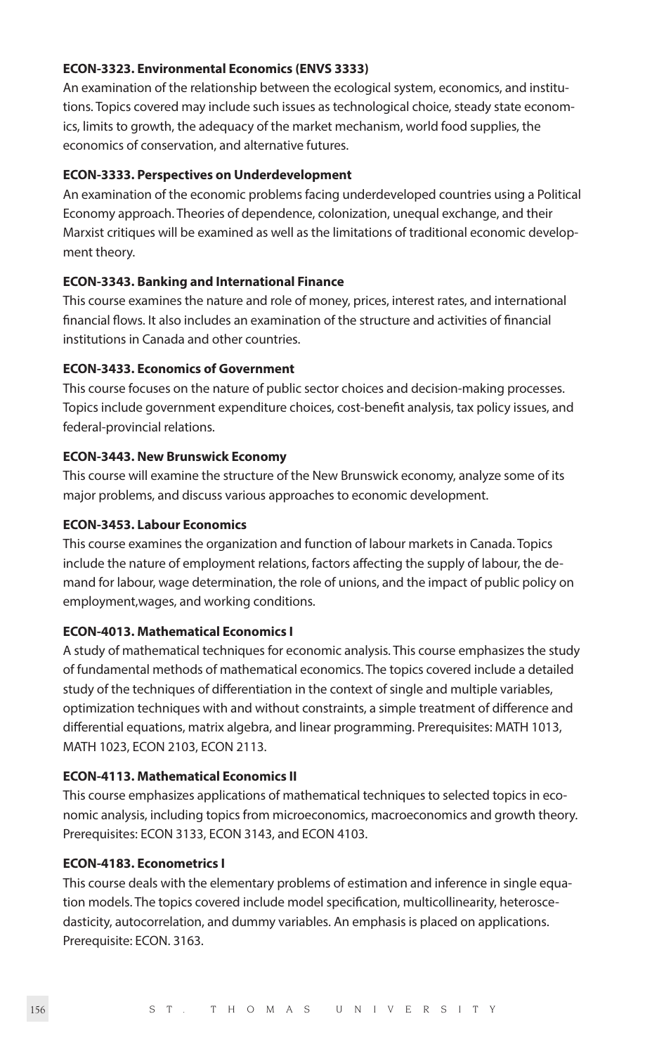**ECON-3323. Environmental Economics (ENVS 3333)**

An examination of the relationship between the ecological system, economics, and institutions. Topics covered may include such issues as technological choice, steady state economics, limits to growth, the adequacy of the market mechanism, world food supplies, the economics of conservation, and alternative futures.

**ECON-3333. Perspectives on Underdevelopment**

An examination of the economic problems facing underdeveloped countries using a Political Economy approach. Theories of dependence, colonization, unequal exchange, and their Marxist critiques will be examined as well as the limitations of traditional economic development theory.

**ECON-3343. Banking and International Finance**

This course examines the nature and role of money, prices, interest rates, and international financial flows. It also includes an examination of the structure and activities of financial institutions in Canada and other countries.

**ECON-3433. Economics of Government**

This course focuses on the nature of public sector choices and decision-making processes. Topics include government expenditure choices, cost-benefit analysis, tax policy issues, and federal-provincial relations.

**ECON-3443. New Brunswick Economy**

This course will examine the structure of the New Brunswick economy, analyze some of its major problems, and discuss various approaches to economic development.

**ECON-3453. Labour Economics**

This course examines the organization and function of labour markets in Canada. Topics include the nature of employment relations, factors affecting the supply of labour, the demand for labour, wage determination, the role of unions, and the impact of public policy on employment,wages, and working conditions.

**ECON-4013. Mathematical Economics I**

A study of mathematical techniques for economic analysis. This course emphasizes the study of fundamental methods of mathematical economics. The topics covered include a detailed study of the techniques of differentiation in the context of single and multiple variables, optimization techniques with and without constraints, a simple treatment of difference and differential equations, matrix algebra, and linear programming. Prerequisites: MATH 1013, MATH 1023, ECON 2103, ECON 2113.

**ECON-4113. Mathematical Economics II**

This course emphasizes applications of mathematical techniques to selected topics in economic analysis, including topics from microeconomics, macroeconomics and growth theory. Prerequisites: ECON 3133, ECON 3143, and ECON 4103.

**ECON-4183. Econometrics I**

This course deals with the elementary problems of estimation and inference in single equation models. The topics covered include model specification, multicollinearity, heteroscedasticity, autocorrelation, and dummy variables. An emphasis is placed on applications. Prerequisite: ECON. 3163.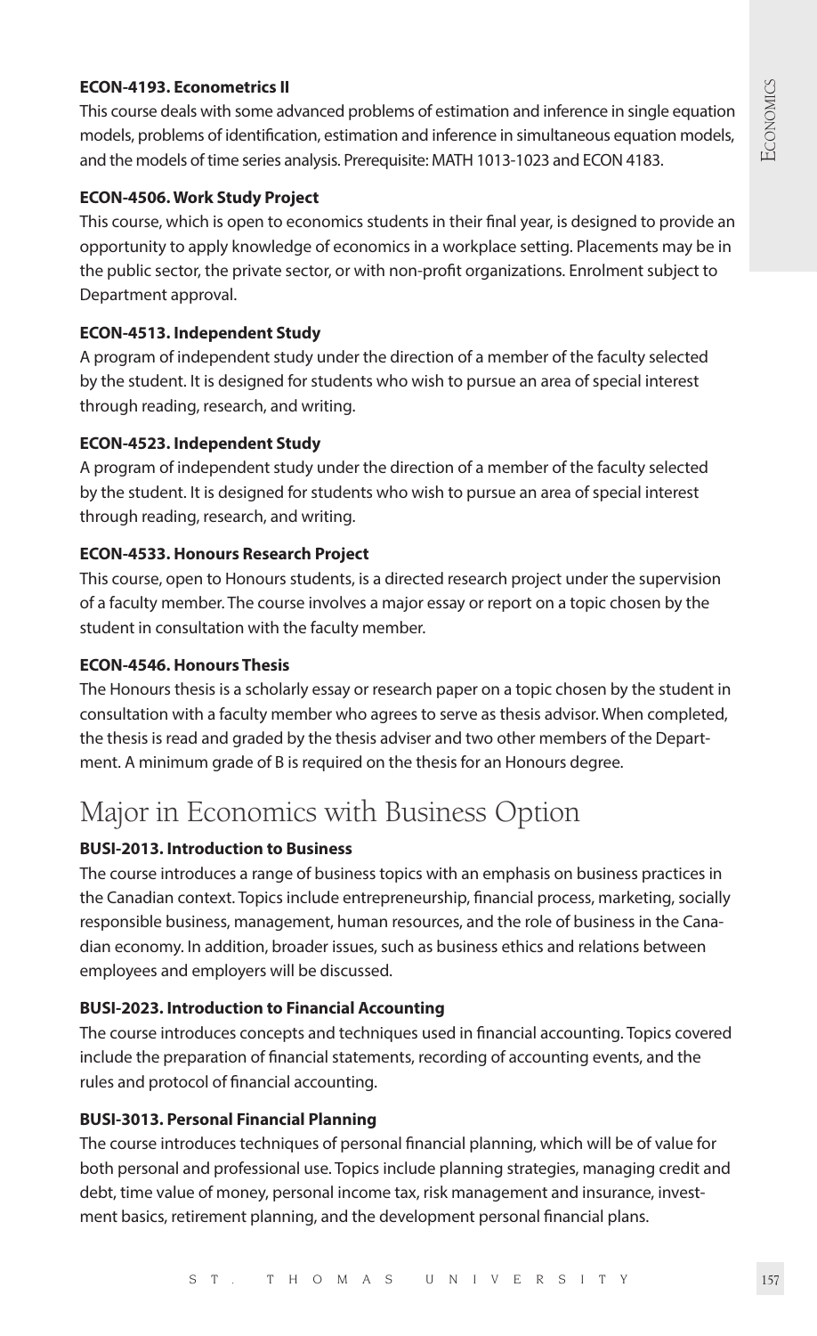**ECON-4193. Econometrics II**

This course deals with some advanced problems of estimation and inference in single equation models, problems of identification, estimation and inference in simultaneous equation models, and the models of time series analysis. Prerequisite: MATH 1013-1023 and ECON 4183.

**ECON-4506. Work Study Project**

This course, which is open to economics students in their final year, is designed to provide an opportunity to apply knowledge of economics in a workplace setting. Placements may be in the public sector, the private sector, or with non-profit organizations. Enrolment subject to Department approval.

**ECON-4513. Independent Study**

A program of independent study under the direction of a member of the faculty selected by the student. It is designed for students who wish to pursue an area of special interest through reading, research, and writing.

**ECON-4523. Independent Study**

A program of independent study under the direction of a member of the faculty selected by the student. It is designed for students who wish to pursue an area of special interest through reading, research, and writing.

**ECON-4533. Honours Research Project**

This course, open to Honours students, is a directed research project under the supervision of a faculty member. The course involves a major essay or report on a topic chosen by the student in consultation with the faculty member.

**ECON-4546. Honours Thesis**

The Honours thesis is a scholarly essay or research paper on a topic chosen by the student in consultation with a faculty member who agrees to serve as thesis advisor. When completed, the thesis is read and graded by the thesis adviser and two other members of the Department. A minimum grade of B is required on the thesis for an Honours degree.

## Major in Economics with Business Option

**BUSI-2013. Introduction to Business**

The course introduces a range of business topics with an emphasis on business practices in the Canadian context. Topics include entrepreneurship, financial process, marketing, socially responsible business, management, human resources, and the role of business in the Canadian economy. In addition, broader issues, such as business ethics and relations between employees and employers will be discussed.

**BUSI-2023. Introduction to Financial Accounting**

The course introduces concepts and techniques used in financial accounting. Topics covered include the preparation of financial statements, recording of accounting events, and the rules and protocol of financial accounting.

**BUSI-3013. Personal Financial Planning**

The course introduces techniques of personal financial planning, which will be of value for both personal and professional use. Topics include planning strategies, managing credit and debt, time value of money, personal income tax, risk management and insurance, investment basics, retirement planning, and the development personal financial plans.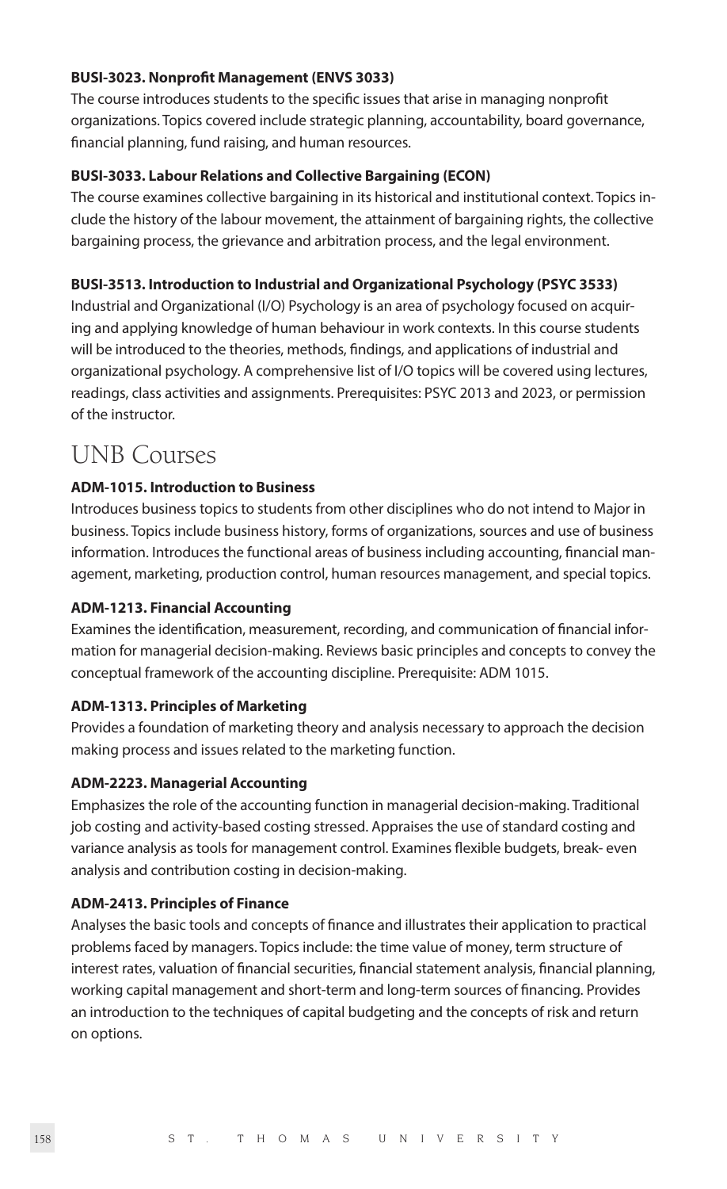**BUSI-3023. Nonprofit Management (ENVS 3033)**

The course introduces students to the specific issues that arise in managing nonprofit organizations. Topics covered include strategic planning, accountability, board governance, financial planning, fund raising, and human resources.

**BUSI-3033. Labour Relations and Collective Bargaining (ECON)**

The course examines collective bargaining in its historical and institutional context. Topics include the history of the labour movement, the attainment of bargaining rights, the collective bargaining process, the grievance and arbitration process, and the legal environment.

**BUSI-3513. Introduction to Industrial and Organizational Psychology (PSYC 3533)**

Industrial and Organizational (I/O) Psychology is an area of psychology focused on acquiring and applying knowledge of human behaviour in work contexts. In this course students will be introduced to the theories, methods, findings, and applications of industrial and organizational psychology. A comprehensive list of I/O topics will be covered using lectures, readings, class activities and assignments. Prerequisites: PSYC 2013 and 2023, or permission of the instructor.

## UNB Courses

**ADM-1015. Introduction to Business**

Introduces business topics to students from other disciplines who do not intend to Major in business. Topics include business history, forms of organizations, sources and use of business information. Introduces the functional areas of business including accounting, financial management, marketing, production control, human resources management, and special topics.

**ADM-1213. Financial Accounting**

Examines the identification, measurement, recording, and communication of financial information for managerial decision-making. Reviews basic principles and concepts to convey the conceptual framework of the accounting discipline. Prerequisite: ADM 1015.

**ADM-1313. Principles of Marketing**

Provides a foundation of marketing theory and analysis necessary to approach the decision making process and issues related to the marketing function.

**ADM-2223. Managerial Accounting**

Emphasizes the role of the accounting function in managerial decision-making. Traditional job costing and activity-based costing stressed. Appraises the use of standard costing and variance analysis as tools for management control. Examines flexible budgets, break- even analysis and contribution costing in decision-making.

**ADM-2413. Principles of Finance**

Analyses the basic tools and concepts of finance and illustrates their application to practical problems faced by managers. Topics include: the time value of money, term structure of interest rates, valuation of financial securities, financial statement analysis, financial planning, working capital management and short-term and long-term sources of financing. Provides an introduction to the techniques of capital budgeting and the concepts of risk and return on options.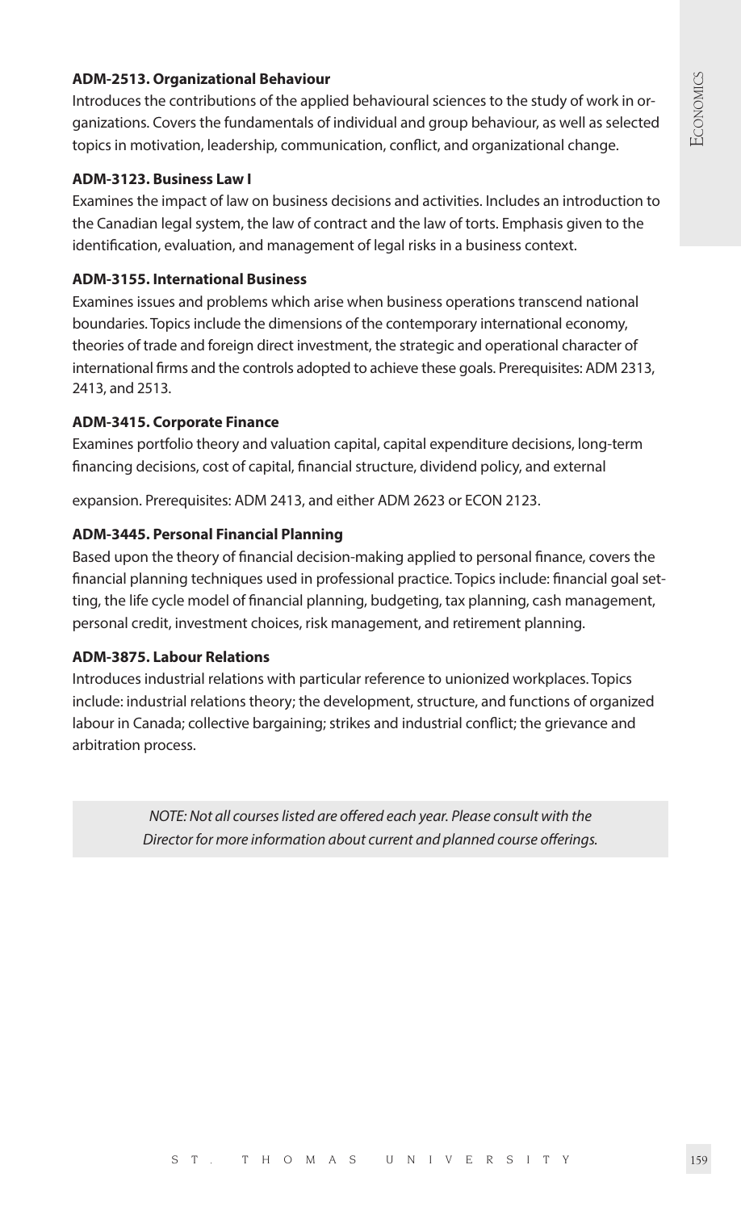**ADM-2513. Organizational Behaviour**

Introduces the contributions of the applied behavioural sciences to the study of work in organizations. Covers the fundamentals of individual and group behaviour, as well as selected topics in motivation, leadership, communication, conflict, and organizational change.

**ADM-3123. Business Law I**

Examines the impact of law on business decisions and activities. Includes an introduction to the Canadian legal system, the law of contract and the law of torts. Emphasis given to the identification, evaluation, and management of legal risks in a business context.

**ADM-3155. International Business**

Examines issues and problems which arise when business operations transcend national boundaries. Topics include the dimensions of the contemporary international economy, theories of trade and foreign direct investment, the strategic and operational character of international firms and the controls adopted to achieve these goals. Prerequisites: ADM 2313, 2413, and 2513.

**ADM-3415. Corporate Finance**

Examines portfolio theory and valuation capital, capital expenditure decisions, long-term financing decisions, cost of capital, financial structure, dividend policy, and external

expansion. Prerequisites: ADM 2413, and either ADM 2623 or ECON 2123.

**ADM-3445. Personal Financial Planning**

Based upon the theory of financial decision-making applied to personal finance, covers the financial planning techniques used in professional practice. Topics include: financial goal setting, the life cycle model of financial planning, budgeting, tax planning, cash management, personal credit, investment choices, risk management, and retirement planning.

**ADM-3875. Labour Relations**

Introduces industrial relations with particular reference to unionized workplaces. Topics include: industrial relations theory; the development, structure, and functions of organized labour in Canada; collective bargaining; strikes and industrial conflict; the grievance and arbitration process.

*NOTE: Not all courses listed are offered each year. Please consult with the Director for more information about current and planned course offerings.*